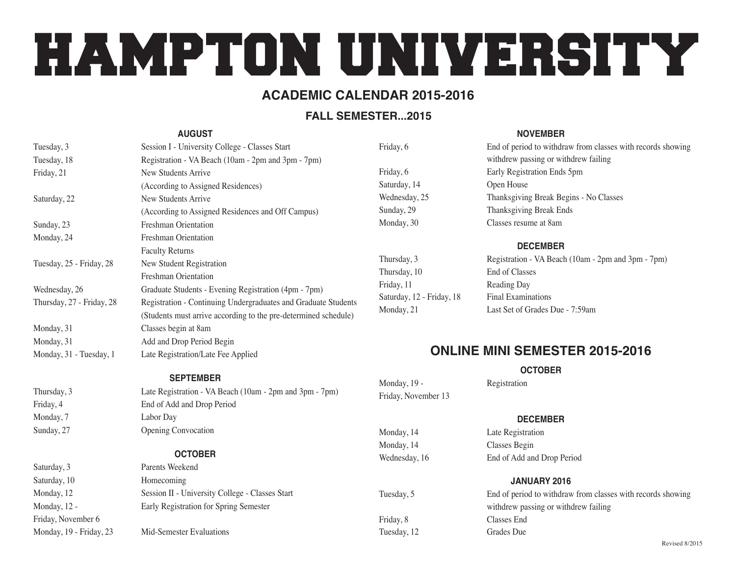# HAMPTON UNIVERSITY

## ACADEMIC CALENDAR 2015-2016

### FALL SEMESTER...2015

#### AUGUST

| | |
|---|---|
| Tuesday, 3 | Session I - University College - Classes Start |
| Tuesday, 18 | Registration - VA Beach (10am - 2pm and 3pm - 7pm) |
| Friday, 21 | New Students Arrive (According to Assigned Residences) |
| Saturday, 22 | New Students Arrive (According to Assigned Residences and Off Campus) |
| Sunday, 23 | Freshman Orientation |
| Monday, 24 | Freshman Orientation<br>Faculty Returns |
| Tuesday, 25 - Friday, 28 | New Student Registration<br>Freshman Orientation |
| Wednesday, 26 | Graduate Students - Evening Registration (4pm - 7pm) |
| Thursday, 27 - Friday, 28 | Registration - Continuing Undergraduates and Graduate Students (Students must arrive according to the pre-determined schedule) |
| Monday, 31 | Classes begin at 8am |
| Monday, 31 | Add and Drop Period Begin |
| Monday, 31 - Tuesday, 1 | Late Registration/Late Fee Applied |

#### SEPTEMBER

| | |
|---|---|
| Thursday, 3 | Late Registration - VA Beach (10am - 2pm and 3pm - 7pm) |
| Friday, 4 | End of Add and Drop Period |
| Monday, 7 | Labor Day |
| Sunday, 27 | Opening Convocation |

#### OCTOBER

| | |
|---|---|
| Saturday, 3 | Parents Weekend |
| Saturday, 10 | Homecoming |
| Monday, 12 | Session II - University College - Classes Start |
| Monday, 12 - Friday, November 6 | Early Registration for Spring Semester |
| Monday, 19 - Friday, 23 | Mid-Semester Evaluations |

#### NOVEMBER

| | |
|---|---|
| Friday, 6 | End of period to withdraw from classes with records showing withdrew passing or withdrew failing |
| Friday, 6 | Early Registration Ends 5pm |
| Saturday, 14 | Open House |
| Wednesday, 25 | Thanksgiving Break Begins - No Classes |
| Sunday, 29 | Thanksgiving Break Ends |
| Monday, 30 | Classes resume at 8am |

#### DECEMBER

| | |
|---|---|
| Thursday, 3 | Registration - VA Beach (10am - 2pm and 3pm - 7pm) |
| Thursday, 10 | End of Classes |
| Friday, 11 | Reading Day |
| Saturday, 12 - Friday, 18 | Final Examinations |
| Monday, 21 | Last Set of Grades Due - 7:59am |

## ONLINE MINI SEMESTER 2015-2016

#### OCTOBER

| | |
|---|---|
| Monday, 19 - Friday, November 13 | Registration |

#### DECEMBER

| | |
|---|---|
| Monday, 14 | Late Registration |
| Monday, 14 | Classes Begin |
| Wednesday, 16 | End of Add and Drop Period |

#### JANUARY 2016

| | |
|---|---|
| Tuesday, 5 | End of period to withdraw from classes with records showing withdrew passing or withdrew failing |
| Friday, 8 | Classes End |
| Tuesday, 12 | Grades Due |

Revised 8/2015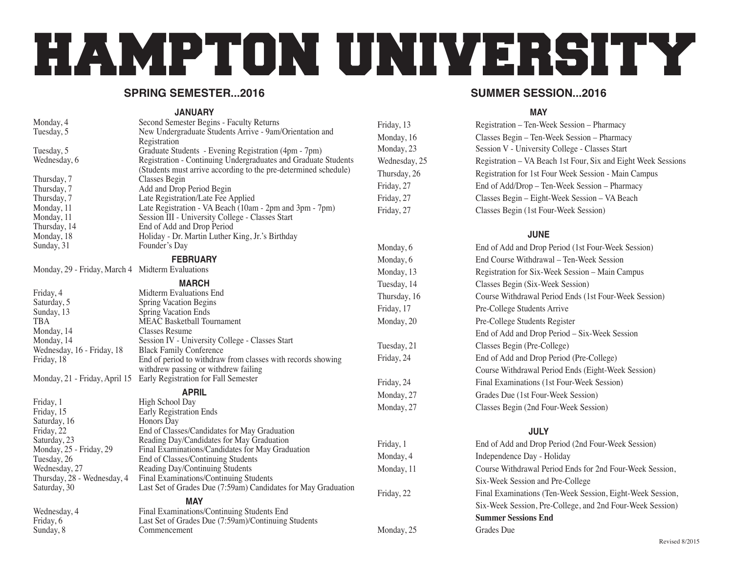# HAMPTON UNIVERSITY

## SPRING SEMESTER...2016

### JANUARY

| | |
|---|---|
| Monday, 4 | Second Semester Begins - Faculty Returns |
| Tuesday, 5 | New Undergraduate Students Arrive - 9am/Orientation and Registration |
| Tuesday, 5 | Graduate Students - Evening Registration (4pm - 7pm) |
| Wednesday, 6 | Registration - Continuing Undergraduates and Graduate Students (Students must arrive according to the pre-determined schedule) |
| Thursday, 7 | Classes Begin |
| Thursday, 7 | Add and Drop Period Begin |
| Thursday, 7 | Late Registration/Late Fee Applied |
| Monday, 11 | Late Registration - VA Beach (10am - 2pm and 3pm - 7pm) |
| Monday, 11 | Session III - University College - Classes Start |
| Thursday, 14 | End of Add and Drop Period |
| Monday, 18 | Holiday - Dr. Martin Luther King, Jr.'s Birthday |
| Sunday, 31 | Founder's Day |

### FEBRUARY

| | |
|---|---|
| Monday, 29 - Friday, March 4 | Midterm Evaluations |

### MARCH

| | |
|---|---|
| Friday, 4 | Midterm Evaluations End |
| Saturday, 5 | Spring Vacation Begins |
| Sunday, 13 | Spring Vacation Ends |
| TBA | MEAC Basketball Tournament |
| Monday, 14 | Classes Resume |
| Monday, 14 | Session IV - University College - Classes Start |
| Wednesday, 16 - Friday, 18 | Black Family Conference |
| Friday, 18 | End of period to withdraw from classes with records showing withdrew passing or withdrew failing |
| Monday, 21 - Friday, April 15 | Early Registration for Fall Semester |

### APRIL

| | |
|---|---|
| Friday, 1 | High School Day |
| Friday, 15 | Early Registration Ends |
| Saturday, 16 | Honors Day |
| Friday, 22 | End of Classes/Candidates for May Graduation |
| Saturday, 23 | Reading Day/Candidates for May Graduation |
| Monday, 25 - Friday, 29 | Final Examinations/Candidates for May Graduation |
| Tuesday, 26 | End of Classes/Continuing Students |
| Wednesday, 27 | Reading Day/Continuing Students |
| Thursday, 28 - Wednesday, 4 | Final Examinations/Continuing Students |
| Saturday, 30 | Last Set of Grades Due (7:59am) Candidates for May Graduation |

### MAY

| | |
|---|---|
| Wednesday, 4 | Final Examinations/Continuing Students End |
| Friday, 6 | Last Set of Grades Due (7:59am)/Continuing Students |
| Sunday, 8 | Commencement |

## SUMMER SESSION...2016

### MAY

| | |
|---|---|
| Friday, 13 | Registration – Ten-Week Session – Pharmacy |
| Monday, 16 | Classes Begin – Ten-Week Session – Pharmacy |
| Monday, 23 | Session V - University College - Classes Start |
| Wednesday, 25 | Registration – VA Beach 1st Four, Six and Eight Week Sessions |
| Thursday, 26 | Registration for 1st Four Week Session - Main Campus |
| Friday, 27 | End of Add/Drop – Ten-Week Session – Pharmacy |
| Friday, 27 | Classes Begin – Eight-Week Session – VA Beach |
| Friday, 27 | Classes Begin (1st Four-Week Session) |

### JUNE

| | |
|---|---|
| Monday, 6 | End of Add and Drop Period (1st Four-Week Session) |
| Monday, 6 | End Course Withdrawal – Ten-Week Session |
| Monday, 13 | Registration for Six-Week Session – Main Campus |
| Tuesday, 14 | Classes Begin (Six-Week Session) |
| Thursday, 16 | Course Withdrawal Period Ends (1st Four-Week Session) |
| Friday, 17 | Pre-College Students Arrive |
| Monday, 20 | Pre-College Students Register<br>End of Add and Drop Period – Six-Week Session |
| Tuesday, 21 | Classes Begin (Pre-College) |
| Friday, 24 | End of Add and Drop Period (Pre-College)<br>Course Withdrawal Period Ends (Eight-Week Session) |
| Friday, 24 | Final Examinations (1st Four-Week Session) |
| Monday, 27 | Grades Due (1st Four-Week Session) |
| Monday, 27 | Classes Begin (2nd Four-Week Session) |

### JULY

| | |
|---|---|
| Friday, 1 | End of Add and Drop Period (2nd Four-Week Session) |
| Monday, 4 | Independence Day - Holiday |
| Monday, 11 | Course Withdrawal Period Ends for 2nd Four-Week Session, Six-Week Session and Pre-College |
| Friday, 22 | Final Examinations (Ten-Week Session, Eight-Week Session, Six-Week Session, Pre-College, and 2nd Four-Week Session)<br>**Summer Sessions End** |
| Monday, 25 | Grades Due |

Revised 8/2015